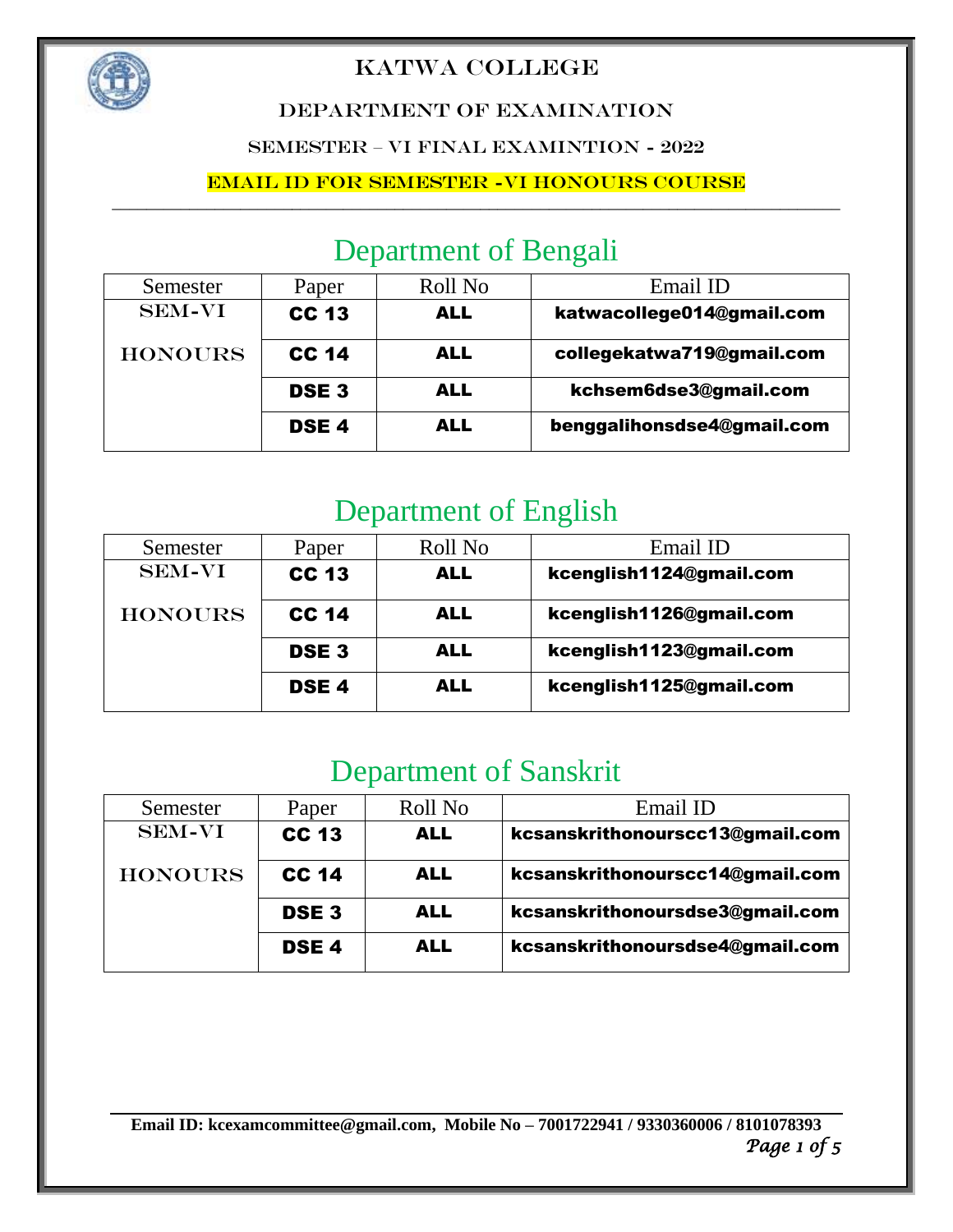# KATWA COLLEGE

## DEPARTMENT OF EXAMINATION

### SEMESTER – VI FINAL EXAMINTION - 2022

### EMAIL ID FOR SEMESTER -VI HONOURS COURSE

## Department of Bengali

| Semester | Paper | Roll No | Email ID |
|---|---|---|---|
| SEM-VI HONOURS | **CC 13** | **ALL** | **katwacollege014@gmail.com** |
| | **CC 14** | **ALL** | **collegekatwa719@gmail.com** |
| | **DSE 3** | **ALL** | **kchsem6dse3@gmail.com** |
| | **DSE 4** | **ALL** | **benggalihonsdse4@gmail.com** |

## Department of English

| Semester | Paper | Roll No | Email ID |
|---|---|---|---|
| SEM-VI HONOURS | **CC 13** | **ALL** | **kcenglish1124@gmail.com** |
| | **CC 14** | **ALL** | **kcenglish1126@gmail.com** |
| | **DSE 3** | **ALL** | **kcenglish1123@gmail.com** |
| | **DSE 4** | **ALL** | **kcenglish1125@gmail.com** |

## Department of Sanskrit

| Semester | Paper | Roll No | Email ID |
|---|---|---|---|
| SEM-VI HONOURS | **CC 13** | **ALL** | **kcsanskrithonourscc13@gmail.com** |
| | **CC 14** | **ALL** | **kcsanskrithonourscc14@gmail.com** |
| | **DSE 3** | **ALL** | **kcsanskrithonoursdse3@gmail.com** |
| | **DSE 4** | **ALL** | **kcsanskrithonoursdse4@gmail.com** |

**Email ID: kcexamcommittee@gmail.com, Mobile No – 7001722941 / 9330360006 / 8101078393**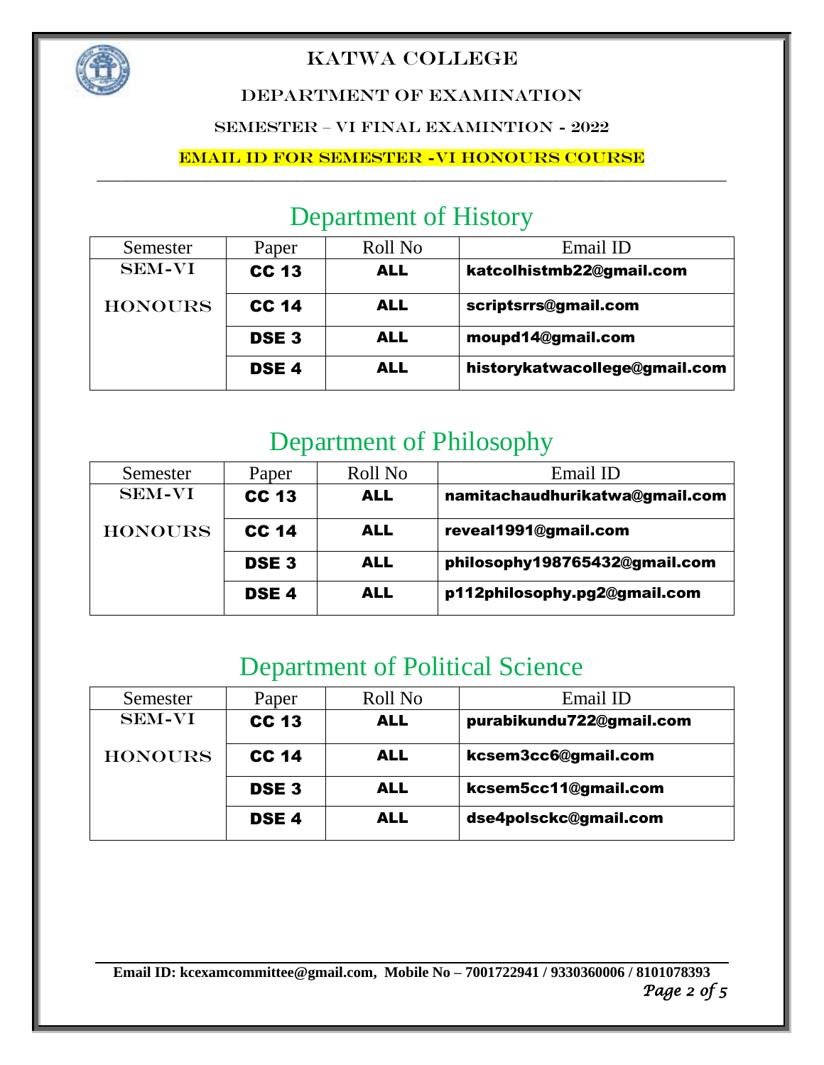# KATWA COLLEGE

## DEPARTMENT OF EXAMINATION

### SEMESTER – VI FINAL EXAMINTION - 2022

**EMAIL ID FOR SEMESTER -VI HONOURS COURSE**

## Department of History

| Semester | Paper | Roll No | Email ID |
|---|---|---|---|
| SEM-VI HONOURS | **CC 13** | **ALL** | **katcolhistmb22@gmail.com** |
| | **CC 14** | **ALL** | **scriptsrrs@gmail.com** |
| | **DSE 3** | **ALL** | **moupd14@gmail.com** |
| | **DSE 4** | **ALL** | **historykatwacollege@gmail.com** |

## Department of Philosophy

| Semester | Paper | Roll No | Email ID |
|---|---|---|---|
| SEM-VI HONOURS | **CC 13** | **ALL** | **namitachaudhurikatwa@gmail.com** |
| | **CC 14** | **ALL** | **reveal1991@gmail.com** |
| | **DSE 3** | **ALL** | **philosophy198765432@gmail.com** |
| | **DSE 4** | **ALL** | **p112philosophy.pg2@gmail.com** |

## Department of Political Science

| Semester | Paper | Roll No | Email ID |
|---|---|---|---|
| SEM-VI HONOURS | **CC 13** | **ALL** | **purabikundu722@gmail.com** |
| | **CC 14** | **ALL** | **kcsem3cc6@gmail.com** |
| | **DSE 3** | **ALL** | **kcsem5cc11@gmail.com** |
| | **DSE 4** | **ALL** | **dse4polsckc@gmail.com** |

**Email ID: kcexamcommittee@gmail.com, Mobile No – 7001722941 / 9330360006 / 8101078393**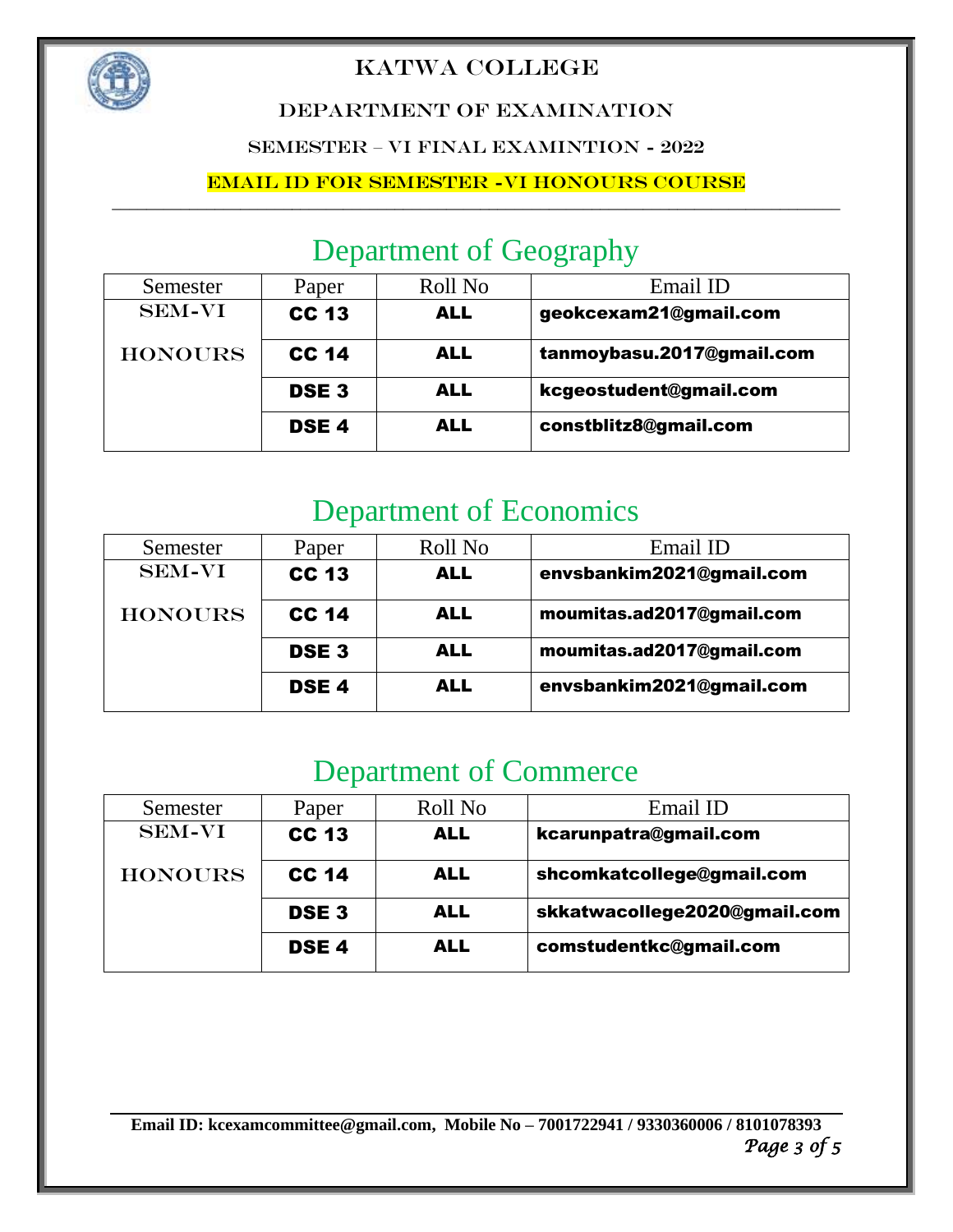# KATWA COLLEGE

## DEPARTMENT OF EXAMINATION

### SEMESTER – VI FINAL EXAMINTION - 2022

### EMAIL ID FOR SEMESTER -VI HONOURS COURSE

## Department of Geography

| Semester | Paper | Roll No | Email ID |
|---|---|---|---|
| SEM-VI HONOURS | CC 13 | ALL | geokcexam21@gmail.com |
| | CC 14 | ALL | tanmoybasu.2017@gmail.com |
| | DSE 3 | ALL | kcgeostudent@gmail.com |
| | DSE 4 | ALL | constblitz8@gmail.com |

## Department of Economics

| Semester | Paper | Roll No | Email ID |
|---|---|---|---|
| SEM-VI HONOURS | CC 13 | ALL | envsbankim2021@gmail.com |
| | CC 14 | ALL | moumitas.ad2017@gmail.com |
| | DSE 3 | ALL | moumitas.ad2017@gmail.com |
| | DSE 4 | ALL | envsbankim2021@gmail.com |

## Department of Commerce

| Semester | Paper | Roll No | Email ID |
|---|---|---|---|
| SEM-VI HONOURS | CC 13 | ALL | kcarunpatra@gmail.com |
| | CC 14 | ALL | shcomkatcollege@gmail.com |
| | DSE 3 | ALL | skkatwacollege2020@gmail.com |
| | DSE 4 | ALL | comstudentkc@gmail.com |

**Email ID: kcexamcommittee@gmail.com, Mobile No – 7001722941 / 9330360006 / 8101078393**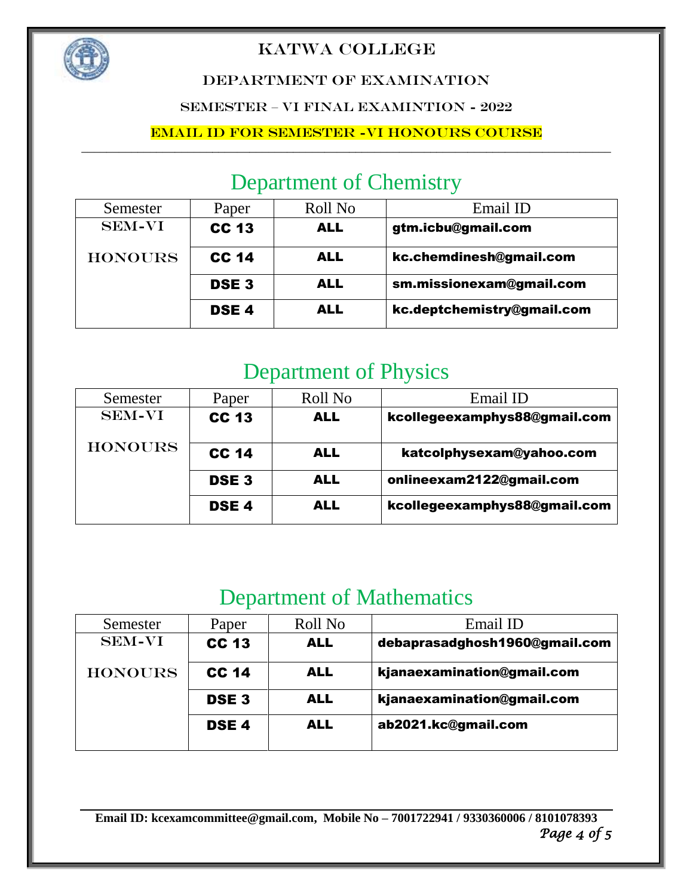# KATWA COLLEGE

## DEPARTMENT OF EXAMINATION

### SEMESTER – VI FINAL EXAMINTION - 2022

### EMAIL ID FOR SEMESTER -VI HONOURS COURSE

## Department of Chemistry

| Semester | Paper | Roll No | Email ID |
|---|---|---|---|
| SEM-VI HONOURS | **CC 13** | **ALL** | **gtm.icbu@gmail.com** |
| | **CC 14** | **ALL** | **kc.chemdinesh@gmail.com** |
| | **DSE 3** | **ALL** | **sm.missionexam@gmail.com** |
| | **DSE 4** | **ALL** | **kc.deptchemistry@gmail.com** |

## Department of Physics

| Semester | Paper | Roll No | Email ID |
|---|---|---|---|
| SEM-VI HONOURS | **CC 13** | **ALL** | **kcollegeexamphys88@gmail.com** |
| | **CC 14** | **ALL** | **katcolphysexam@yahoo.com** |
| | **DSE 3** | **ALL** | **onlineexam2122@gmail.com** |
| | **DSE 4** | **ALL** | **kcollegeexamphys88@gmail.com** |

## Department of Mathematics

| Semester | Paper | Roll No | Email ID |
|---|---|---|---|
| SEM-VI HONOURS | **CC 13** | **ALL** | **debaprasadghosh1960@gmail.com** |
| | **CC 14** | **ALL** | **kjanaexamination@gmail.com** |
| | **DSE 3** | **ALL** | **kjanaexamination@gmail.com** |
| | **DSE 4** | **ALL** | **ab2021.kc@gmail.com** |

**Email ID: kcexamcommittee@gmail.com, Mobile No – 7001722941 / 9330360006 / 8101078393**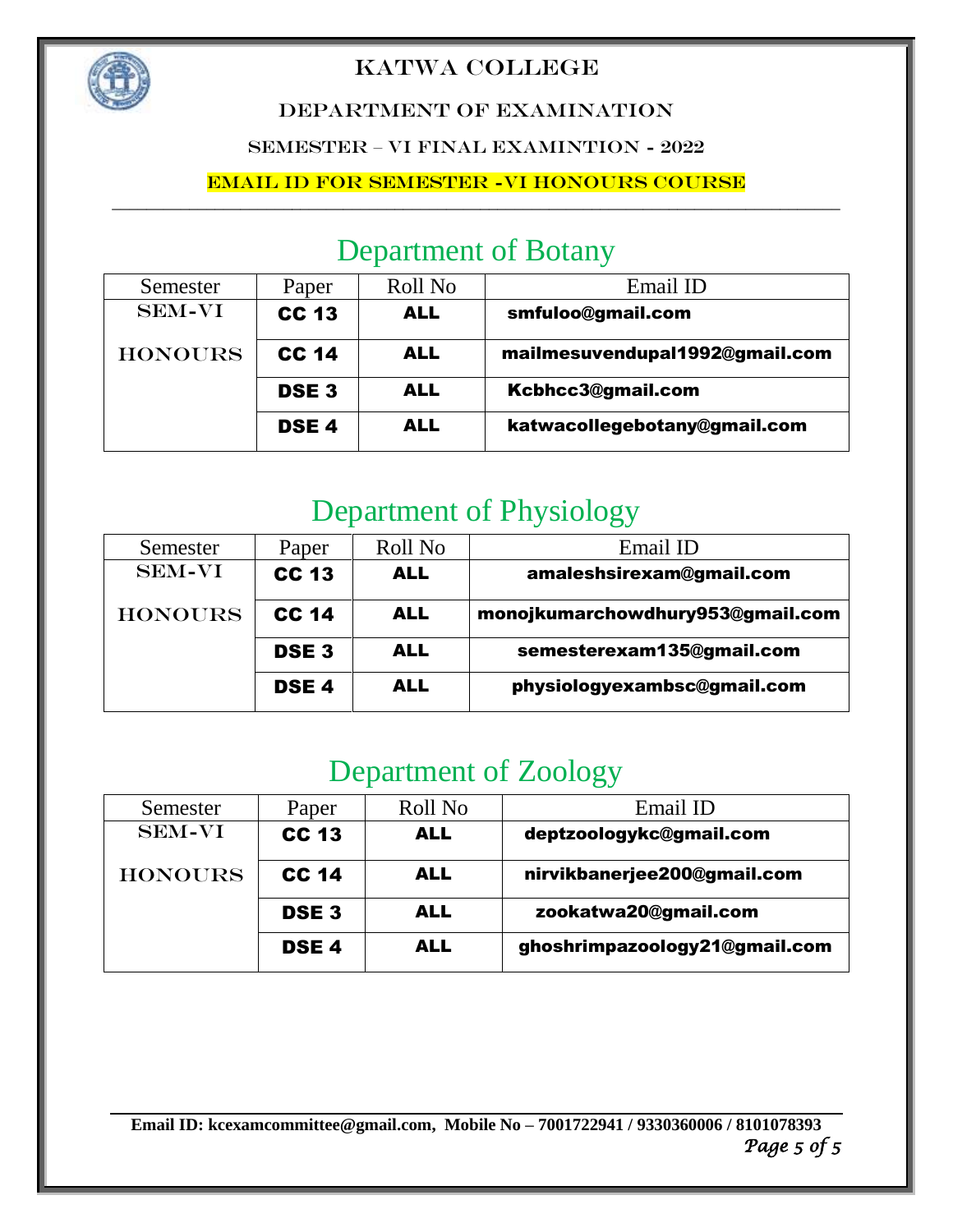# KATWA COLLEGE

## DEPARTMENT OF EXAMINATION

### SEMESTER – VI FINAL EXAMINTION - 2022

### EMAIL ID FOR SEMESTER -VI HONOURS COURSE

## Department of Botany

| Semester | Paper | Roll No | Email ID |
|---|---|---|---|
| SEM-VI | **CC 13** | **ALL** | **smfuloo@gmail.com** |
| HONOURS | **CC 14** | **ALL** | **mailmesuvendupal1992@gmail.com** |
| | **DSE 3** | **ALL** | **Kcbhcc3@gmail.com** |
| | **DSE 4** | **ALL** | **katwacollegebotany@gmail.com** |

## Department of Physiology

| Semester | Paper | Roll No | Email ID |
|---|---|---|---|
| SEM-VI | **CC 13** | **ALL** | **amaleshsirexam@gmail.com** |
| HONOURS | **CC 14** | **ALL** | **monojkumarchowdhury953@gmail.com** |
| | **DSE 3** | **ALL** | **semesterexam135@gmail.com** |
| | **DSE 4** | **ALL** | **physiologyexambsc@gmail.com** |

## Department of Zoology

| Semester | Paper | Roll No | Email ID |
|---|---|---|---|
| SEM-VI | **CC 13** | **ALL** | **deptzoologykc@gmail.com** |
| HONOURS | **CC 14** | **ALL** | **nirvikbanerjee200@gmail.com** |
| | **DSE 3** | **ALL** | **zookatwa20@gmail.com** |
| | **DSE 4** | **ALL** | **ghoshrimpazoology21@gmail.com** |

**Email ID: kcexamcommittee@gmail.com, Mobile No – 7001722941 / 9330360006 / 8101078393**